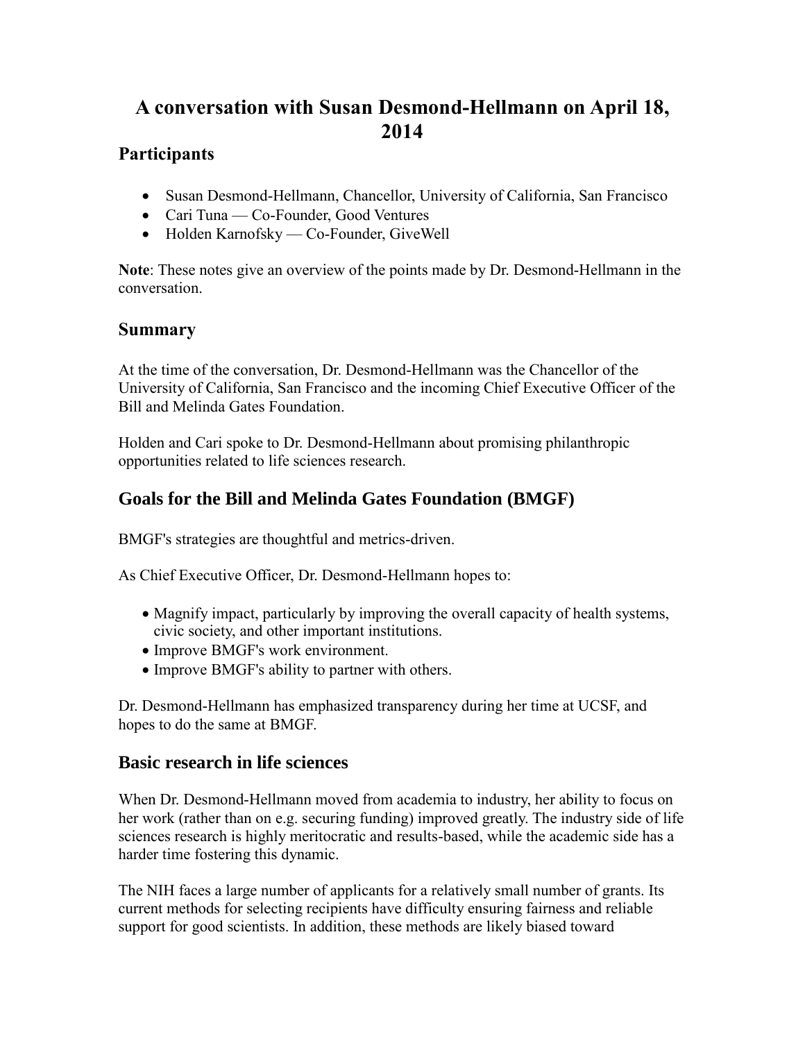# A conversation with Susan Desmond-Hellmann on April 18, 2014

## Participants

- Susan Desmond-Hellmann, Chancellor, University of California, San Francisco
- Cari Tuna — Co-Founder, Good Ventures
- Holden Karnofsky — Co-Founder, GiveWell

**Note**: These notes give an overview of the points made by Dr. Desmond-Hellmann in the conversation.

## Summary

At the time of the conversation, Dr. Desmond-Hellmann was the Chancellor of the University of California, San Francisco and the incoming Chief Executive Officer of the Bill and Melinda Gates Foundation.

Holden and Cari spoke to Dr. Desmond-Hellmann about promising philanthropic opportunities related to life sciences research.

## Goals for the Bill and Melinda Gates Foundation (BMGF)

BMGF's strategies are thoughtful and metrics-driven.

As Chief Executive Officer, Dr. Desmond-Hellmann hopes to:

- Magnify impact, particularly by improving the overall capacity of health systems, civic society, and other important institutions.
- Improve BMGF's work environment.
- Improve BMGF's ability to partner with others.

Dr. Desmond-Hellmann has emphasized transparency during her time at UCSF, and hopes to do the same at BMGF.

## Basic research in life sciences

When Dr. Desmond-Hellmann moved from academia to industry, her ability to focus on her work (rather than on e.g. securing funding) improved greatly. The industry side of life sciences research is highly meritocratic and results-based, while the academic side has a harder time fostering this dynamic.

The NIH faces a large number of applicants for a relatively small number of grants. Its current methods for selecting recipients have difficulty ensuring fairness and reliable support for good scientists. In addition, these methods are likely biased toward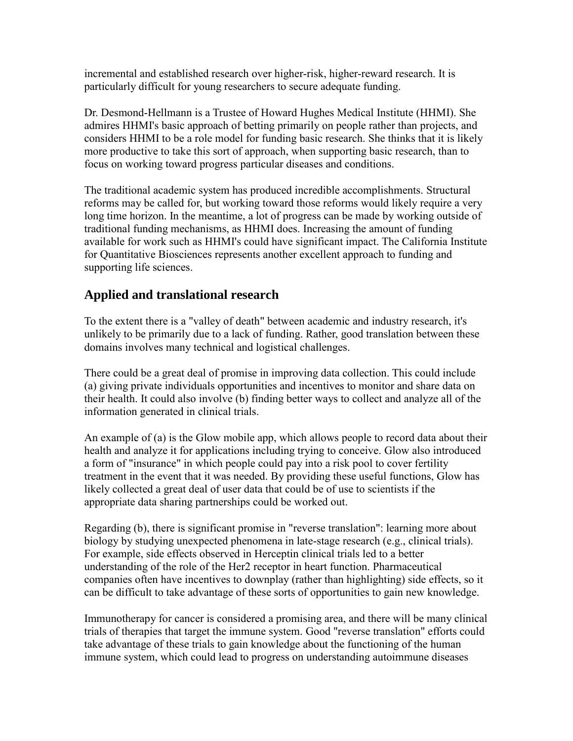incremental and established research over higher-risk, higher-reward research. It is particularly difficult for young researchers to secure adequate funding.

Dr. Desmond-Hellmann is a Trustee of Howard Hughes Medical Institute (HHMI). She admires HHMI's basic approach of betting primarily on people rather than projects, and considers HHMI to be a role model for funding basic research. She thinks that it is likely more productive to take this sort of approach, when supporting basic research, than to focus on working toward progress particular diseases and conditions.

The traditional academic system has produced incredible accomplishments. Structural reforms may be called for, but working toward those reforms would likely require a very long time horizon. In the meantime, a lot of progress can be made by working outside of traditional funding mechanisms, as HHMI does. Increasing the amount of funding available for work such as HHMI's could have significant impact. The California Institute for Quantitative Biosciences represents another excellent approach to funding and supporting life sciences.

## Applied and translational research

To the extent there is a "valley of death" between academic and industry research, it's unlikely to be primarily due to a lack of funding. Rather, good translation between these domains involves many technical and logistical challenges.

There could be a great deal of promise in improving data collection. This could include (a) giving private individuals opportunities and incentives to monitor and share data on their health. It could also involve (b) finding better ways to collect and analyze all of the information generated in clinical trials.

An example of (a) is the Glow mobile app, which allows people to record data about their health and analyze it for applications including trying to conceive. Glow also introduced a form of "insurance" in which people could pay into a risk pool to cover fertility treatment in the event that it was needed. By providing these useful functions, Glow has likely collected a great deal of user data that could be of use to scientists if the appropriate data sharing partnerships could be worked out.

Regarding (b), there is significant promise in "reverse translation": learning more about biology by studying unexpected phenomena in late-stage research (e.g., clinical trials). For example, side effects observed in Herceptin clinical trials led to a better understanding of the role of the Her2 receptor in heart function. Pharmaceutical companies often have incentives to downplay (rather than highlighting) side effects, so it can be difficult to take advantage of these sorts of opportunities to gain new knowledge.

Immunotherapy for cancer is considered a promising area, and there will be many clinical trials of therapies that target the immune system. Good "reverse translation" efforts could take advantage of these trials to gain knowledge about the functioning of the human immune system, which could lead to progress on understanding autoimmune diseases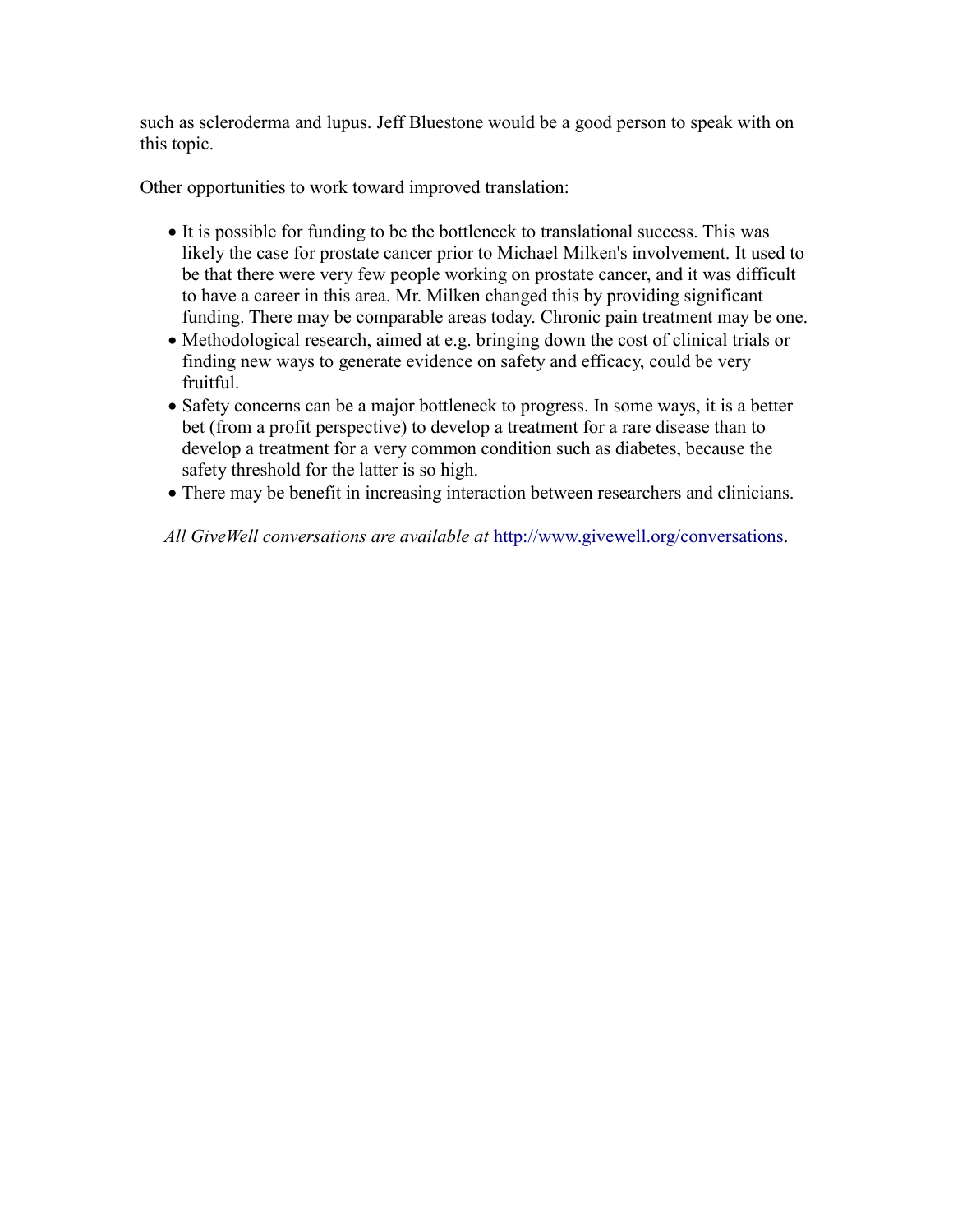such as scleroderma and lupus. Jeff Bluestone would be a good person to speak with on this topic.

Other opportunities to work toward improved translation:

- It is possible for funding to be the bottleneck to translational success. This was likely the case for prostate cancer prior to Michael Milken's involvement. It used to be that there were very few people working on prostate cancer, and it was difficult to have a career in this area. Mr. Milken changed this by providing significant funding. There may be comparable areas today. Chronic pain treatment may be one.
- Methodological research, aimed at e.g. bringing down the cost of clinical trials or finding new ways to generate evidence on safety and efficacy, could be very fruitful.
- Safety concerns can be a major bottleneck to progress. In some ways, it is a better bet (from a profit perspective) to develop a treatment for a rare disease than to develop a treatment for a very common condition such as diabetes, because the safety threshold for the latter is so high.
- There may be benefit in increasing interaction between researchers and clinicians.

*All GiveWell conversations are available at* [http://www.givewell.org/conversations](http://www.givewell.org/conversations).